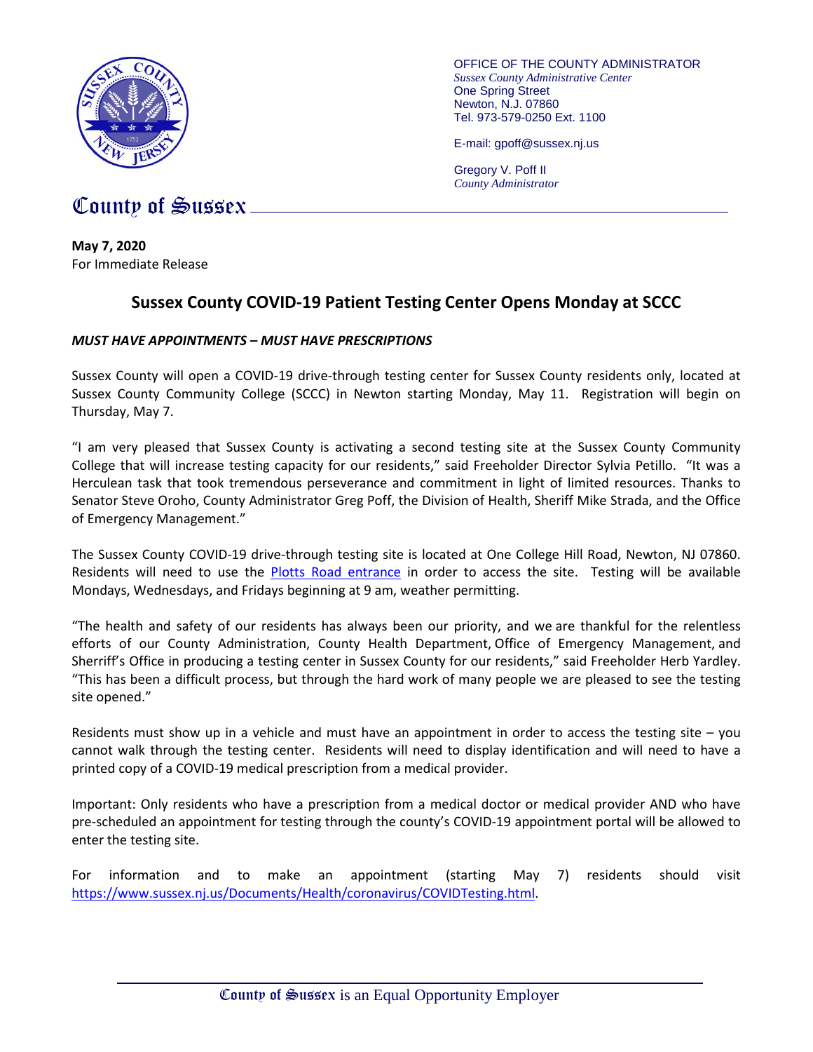OFFICE OF THE COUNTY ADMINISTRATOR
*Sussex County Administrative Center*
One Spring Street
Newton, N.J. 07860
Tel. 973-579-0250 Ext. 1100

E-mail: gpoff@sussex.nj.us

Gregory V. Poff II
*County Administrator*

County of Sussex

**May 7, 2020**
For Immediate Release

## Sussex County COVID-19 Patient Testing Center Opens Monday at SCCC

***MUST HAVE APPOINTMENTS – MUST HAVE PRESCRIPTIONS***

Sussex County will open a COVID-19 drive-through testing center for Sussex County residents only, located at Sussex County Community College (SCCC) in Newton starting Monday, May 11. Registration will begin on Thursday, May 7.

"I am very pleased that Sussex County is activating a second testing site at the Sussex County Community College that will increase testing capacity for our residents," said Freeholder Director Sylvia Petillo. "It was a Herculean task that took tremendous perseverance and commitment in light of limited resources. Thanks to Senator Steve Oroho, County Administrator Greg Poff, the Division of Health, Sheriff Mike Strada, and the Office of Emergency Management."

The Sussex County COVID-19 drive-through testing site is located at One College Hill Road, Newton, NJ 07860. Residents will need to use the Plotts Road entrance in order to access the site. Testing will be available Mondays, Wednesdays, and Fridays beginning at 9 am, weather permitting.

"The health and safety of our residents has always been our priority, and we are thankful for the relentless efforts of our County Administration, County Health Department, Office of Emergency Management, and Sherriff's Office in producing a testing center in Sussex County for our residents," said Freeholder Herb Yardley. "This has been a difficult process, but through the hard work of many people we are pleased to see the testing site opened."

Residents must show up in a vehicle and must have an appointment in order to access the testing site – you cannot walk through the testing center. Residents will need to display identification and will need to have a printed copy of a COVID-19 medical prescription from a medical provider.

Important: Only residents who have a prescription from a medical doctor or medical provider AND who have pre-scheduled an appointment for testing through the county's COVID-19 appointment portal will be allowed to enter the testing site.

For information and to make an appointment (starting May 7) residents should visit https://www.sussex.nj.us/Documents/Health/coronavirus/COVIDTesting.html.

County of Sussex is an Equal Opportunity Employer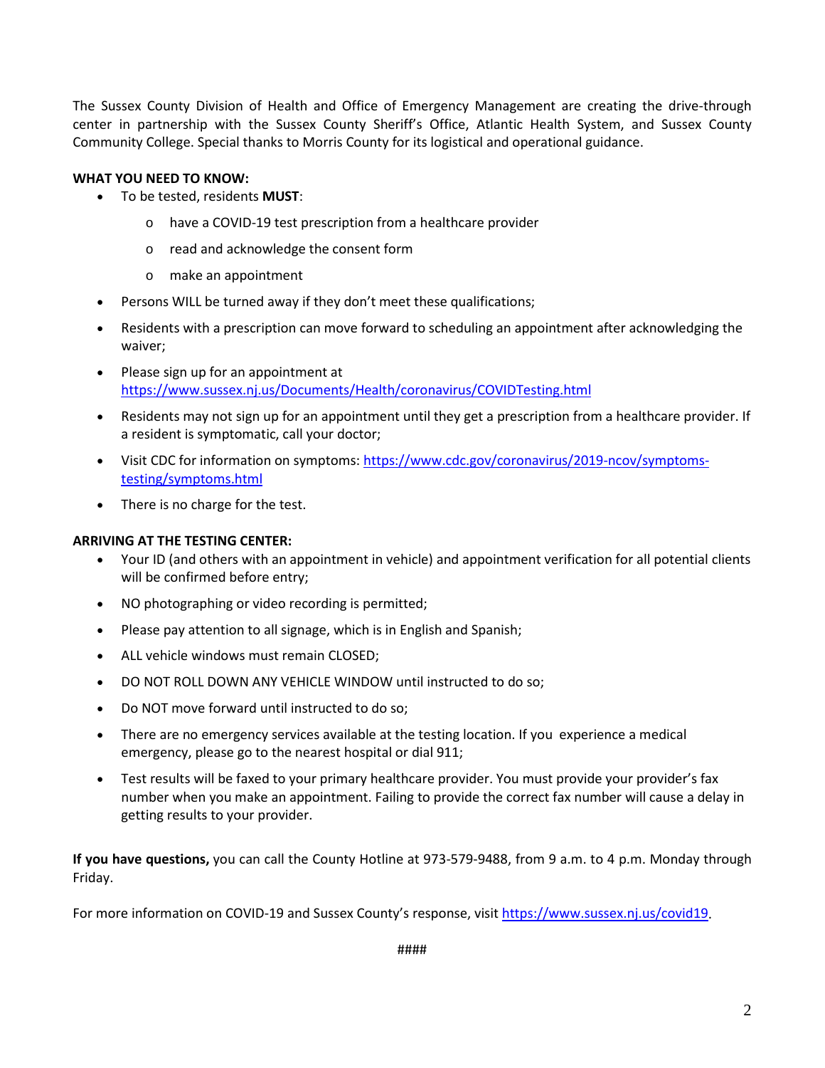The Sussex County Division of Health and Office of Emergency Management are creating the drive-through center in partnership with the Sussex County Sheriff's Office, Atlantic Health System, and Sussex County Community College. Special thanks to Morris County for its logistical and operational guidance.

**WHAT YOU NEED TO KNOW:**

- To be tested, residents **MUST**:
  - have a COVID-19 test prescription from a healthcare provider
  - read and acknowledge the consent form
  - make an appointment
- Persons WILL be turned away if they don't meet these qualifications;
- Residents with a prescription can move forward to scheduling an appointment after acknowledging the waiver;
- Please sign up for an appointment at https://www.sussex.nj.us/Documents/Health/coronavirus/COVIDTesting.html
- Residents may not sign up for an appointment until they get a prescription from a healthcare provider. If a resident is symptomatic, call your doctor;
- Visit CDC for information on symptoms: https://www.cdc.gov/coronavirus/2019-ncov/symptoms-testing/symptoms.html
- There is no charge for the test.

**ARRIVING AT THE TESTING CENTER:**

- Your ID (and others with an appointment in vehicle) and appointment verification for all potential clients will be confirmed before entry;
- NO photographing or video recording is permitted;
- Please pay attention to all signage, which is in English and Spanish;
- ALL vehicle windows must remain CLOSED;
- DO NOT ROLL DOWN ANY VEHICLE WINDOW until instructed to do so;
- Do NOT move forward until instructed to do so;
- There are no emergency services available at the testing location. If you experience a medical emergency, please go to the nearest hospital or dial 911;
- Test results will be faxed to your primary healthcare provider. You must provide your provider's fax number when you make an appointment. Failing to provide the correct fax number will cause a delay in getting results to your provider.

**If you have questions,** you can call the County Hotline at 973-579-9488, from 9 a.m. to 4 p.m. Monday through Friday.

For more information on COVID-19 and Sussex County's response, visit https://www.sussex.nj.us/covid19.

####